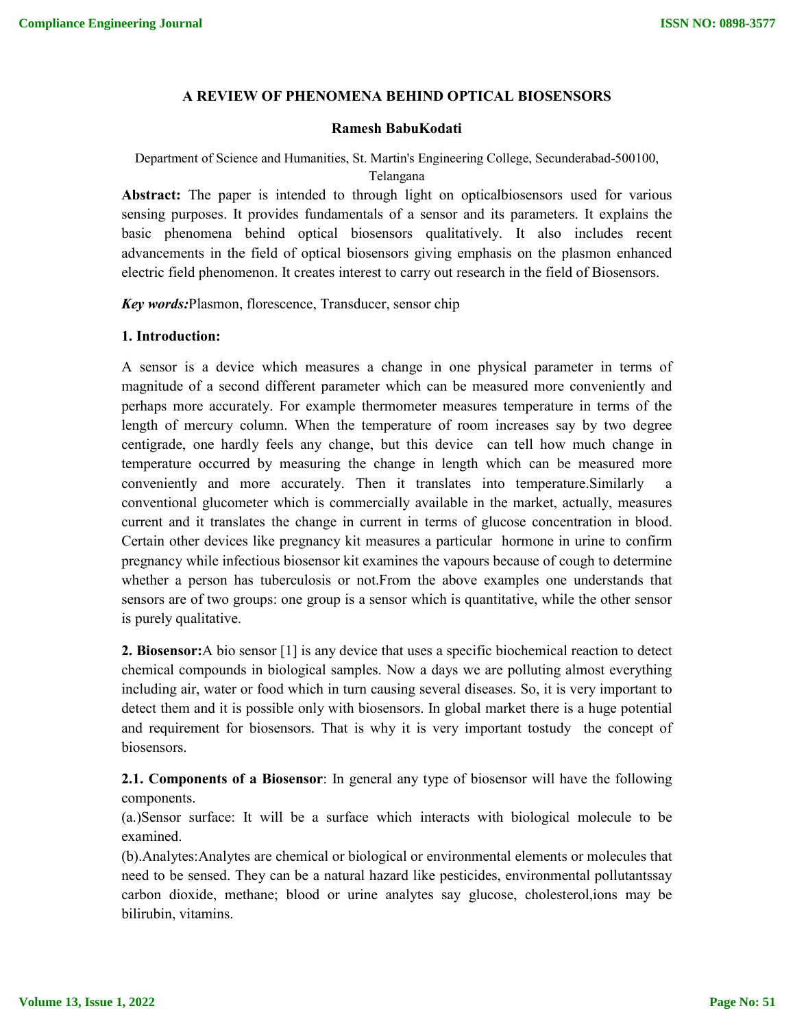# A REVIEW OF PHENOMENA BEHIND OPTICAL BIOSENSORS

**Ramesh BabuKodati**

Department of Science and Humanities, St. Martin's Engineering College, Secunderabad-500100, Telangana

**Abstract:** The paper is intended to through light on opticalbiosensors used for various sensing purposes. It provides fundamentals of a sensor and its parameters. It explains the basic phenomena behind optical biosensors qualitatively. It also includes recent advancements in the field of optical biosensors giving emphasis on the plasmon enhanced electric field phenomenon. It creates interest to carry out research in the field of Biosensors.

***Key words:***Plasmon, florescence, Transducer, sensor chip

## 1. Introduction:

A sensor is a device which measures a change in one physical parameter in terms of magnitude of a second different parameter which can be measured more conveniently and perhaps more accurately. For example thermometer measures temperature in terms of the length of mercury column. When the temperature of room increases say by two degree centigrade, one hardly feels any change, but this device can tell how much change in temperature occurred by measuring the change in length which can be measured more conveniently and more accurately. Then it translates into temperature.Similarly a conventional glucometer which is commercially available in the market, actually, measures current and it translates the change in current in terms of glucose concentration in blood. Certain other devices like pregnancy kit measures a particular hormone in urine to confirm pregnancy while infectious biosensor kit examines the vapours because of cough to determine whether a person has tuberculosis or not.From the above examples one understands that sensors are of two groups: one group is a sensor which is quantitative, while the other sensor is purely qualitative.

**2. Biosensor:**A bio sensor [1] is any device that uses a specific biochemical reaction to detect chemical compounds in biological samples. Now a days we are polluting almost everything including air, water or food which in turn causing several diseases. So, it is very important to detect them and it is possible only with biosensors. In global market there is a huge potential and requirement for biosensors. That is why it is very important tostudy the concept of biosensors.

**2.1. Components of a Biosensor**: In general any type of biosensor will have the following components.

(a.)Sensor surface: It will be a surface which interacts with biological molecule to be examined.

(b).Analytes:Analytes are chemical or biological or environmental elements or molecules that need to be sensed. They can be a natural hazard like pesticides, environmental pollutantssay carbon dioxide, methane; blood or urine analytes say glucose, cholesterol,ions may be bilirubin, vitamins.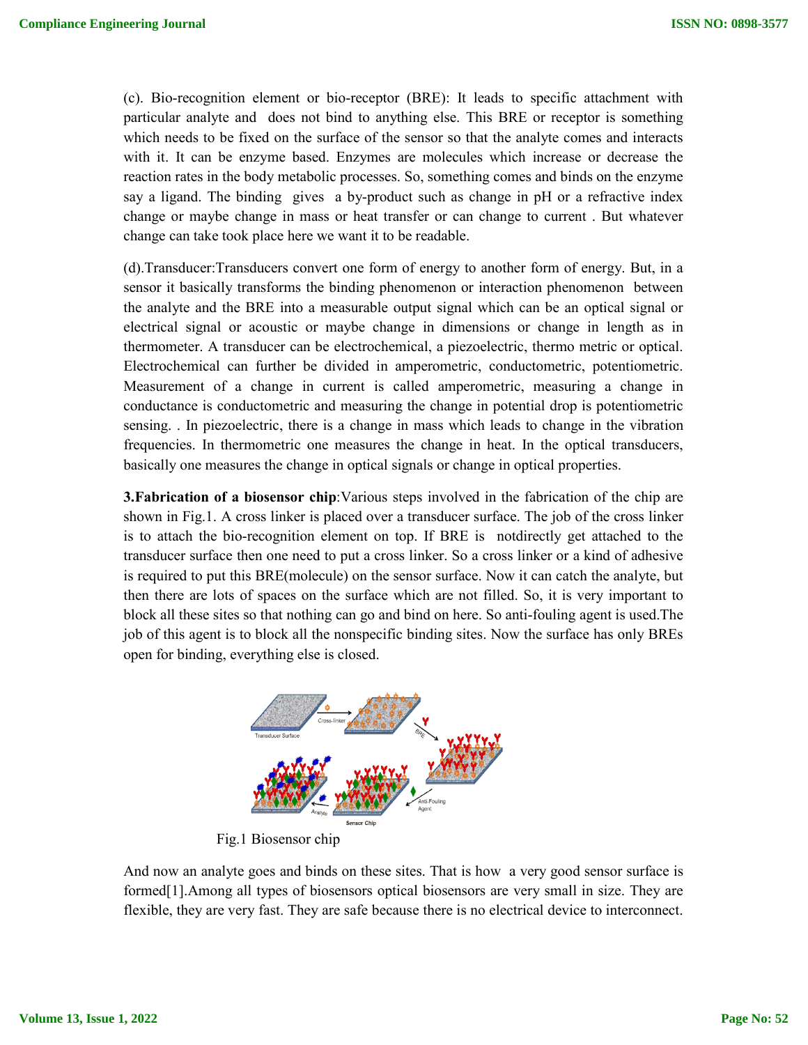(c). Bio-recognition element or bio-receptor (BRE): It leads to specific attachment with particular analyte and does not bind to anything else. This BRE or receptor is something which needs to be fixed on the surface of the sensor so that the analyte comes and interacts with it. It can be enzyme based. Enzymes are molecules which increase or decrease the reaction rates in the body metabolic processes. So, something comes and binds on the enzyme say a ligand. The binding gives a by-product such as change in pH or a refractive index change or maybe change in mass or heat transfer or can change to current . But whatever change can take took place here we want it to be readable.

(d).Transducer:Transducers convert one form of energy to another form of energy. But, in a sensor it basically transforms the binding phenomenon or interaction phenomenon between the analyte and the BRE into a measurable output signal which can be an optical signal or electrical signal or acoustic or maybe change in dimensions or change in length as in thermometer. A transducer can be electrochemical, a piezoelectric, thermo metric or optical. Electrochemical can further be divided in amperometric, conductometric, potentiometric. Measurement of a change in current is called amperometric, measuring a change in conductance is conductometric and measuring the change in potential drop is potentiometric sensing. . In piezoelectric, there is a change in mass which leads to change in the vibration frequencies. In thermometric one measures the change in heat. In the optical transducers, basically one measures the change in optical signals or change in optical properties.

**3.Fabrication of a biosensor chip**:Various steps involved in the fabrication of the chip are shown in Fig.1. A cross linker is placed over a transducer surface. The job of the cross linker is to attach the bio-recognition element on top. If BRE is notdirectly get attached to the transducer surface then one need to put a cross linker. So a cross linker or a kind of adhesive is required to put this BRE(molecule) on the sensor surface. Now it can catch the analyte, but then there are lots of spaces on the surface which are not filled. So, it is very important to block all these sites so that nothing can go and bind on here. So anti-fouling agent is used.The job of this agent is to block all the nonspecific binding sites. Now the surface has only BREs open for binding, everything else is closed.

Fig.1 Biosensor chip

And now an analyte goes and binds on these sites. That is how a very good sensor surface is formed[1].Among all types of biosensors optical biosensors are very small in size. They are flexible, they are very fast. They are safe because there is no electrical device to interconnect.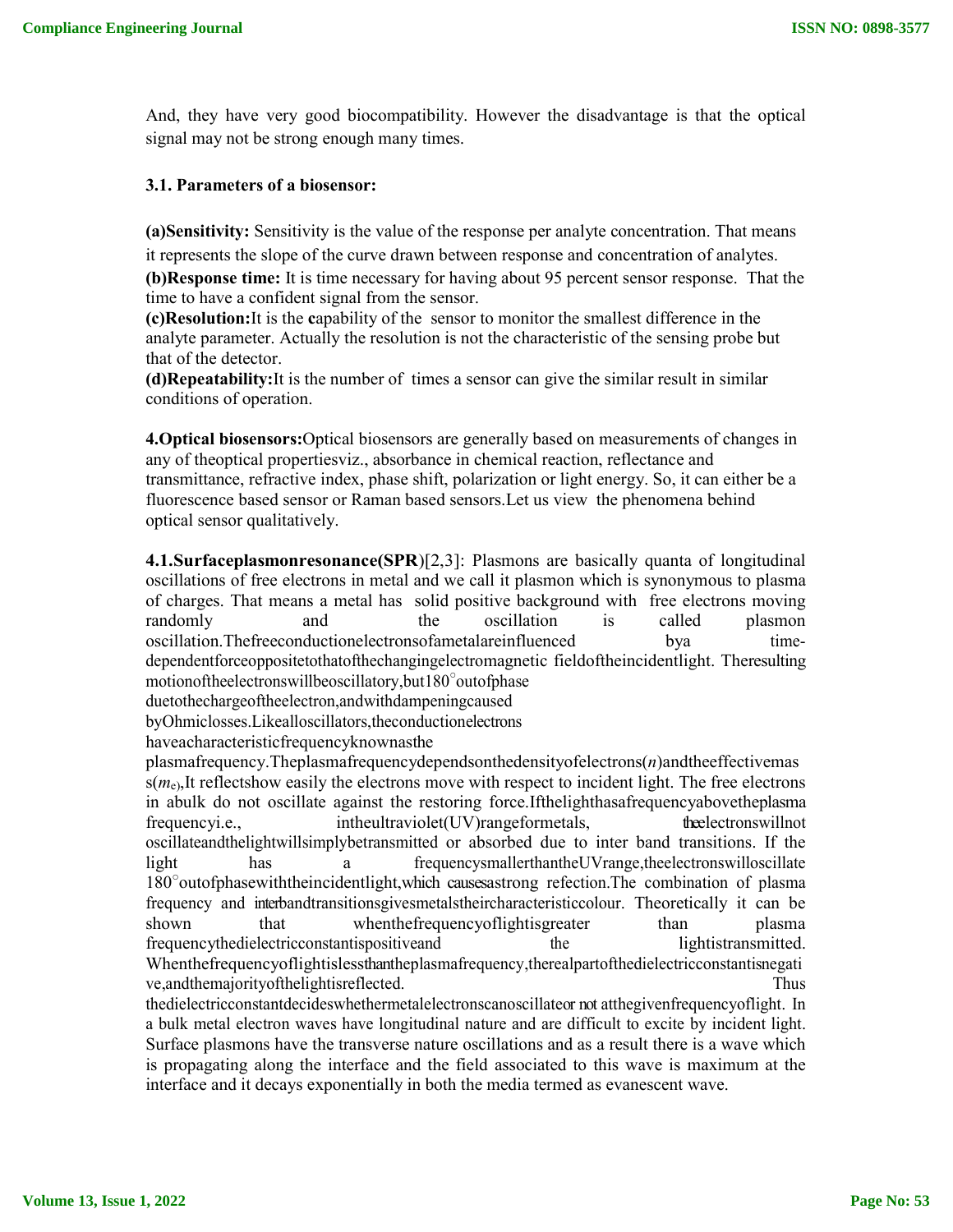And, they have very good biocompatibility. However the disadvantage is that the optical signal may not be strong enough many times.

### 3.1. Parameters of a biosensor:

**(a)Sensitivity:** Sensitivity is the value of the response per analyte concentration. That means it represents the slope of the curve drawn between response and concentration of analytes.
**(b)Response time:** It is time necessary for having about 95 percent sensor response. That the time to have a confident signal from the sensor.
**(c)Resolution:**It is the **c**apability of the sensor to monitor the smallest difference in the analyte parameter. Actually the resolution is not the characteristic of the sensing probe but that of the detector.
**(d)Repeatability:**It is the number of times a sensor can give the similar result in similar conditions of operation.

**4.Optical biosensors:**Optical biosensors are generally based on measurements of changes in any of theoptical propertiesviz., absorbance in chemical reaction, reflectance and transmittance, refractive index, phase shift, polarization or light energy. So, it can either be a fluorescence based sensor or Raman based sensors.Let us view the phenomena behind optical sensor qualitatively.

**4.1.Surfaceplasmonresonance(SPR**)[2,3]: Plasmons are basically quanta of longitudinal oscillations of free electrons in metal and we call it plasmon which is synonymous to plasma of charges. That means a metal has solid positive background with free electrons moving randomly and the oscillation is called plasmon oscillation.Thefreeconductionelectronsofametalareinfluenced bya time-dependentforceoppositetothatofthechangingelectromagnetic fieldoftheincidentlight. Theresulting motionoftheelectronswillbeoscillatory,but180°outofphase duetothechargeoftheelectron,andwithdampeningcaused byOhmiclosses.Likealloscillators,theconductionelectrons haveacharacteristicfrequencyknownasthe plasmafrequency.Theplasmafrequencydependsonthedensityofelectrons($n$)andtheeffectivemass($m_e$),It reflectshow easily the electrons move with respect to incident light. The free electrons in abulk do not oscillate against the restoring force.Ifthelighthasafrequencyabovetheplasma frequencyi.e., intheultraviolet(UV)rangeformetals, theelectronswillnot oscillateandthelightwillsimplybetransmitted or absorbed due to inter band transitions. If the light has a frequencysmallerthantheUVrange,theelectronswilloscillate 180°outofphasewiththeincidentlight,which causesastrong refection.The combination of plasma frequency and interbandtransitionsgivesmetalstheircharacteristiccolour. Theoretically it can be shown that whenthefrequencyoflightisgreater than plasma frequencythedielectricconstantispositiveand the lightistransmitted. Whenthefrequencyoflightislessthantheplasmafrequency,therealpartofthedielectricconstantisnegative,andthemajorityofthelightisreflected. Thus thedielectricconstantdecideswhethermetalelectronscanoscillateor not atthegivenfrequencyoflight. In a bulk metal electron waves have longitudinal nature and are difficult to excite by incident light. Surface plasmons have the transverse nature oscillations and as a result there is a wave which is propagating along the interface and the field associated to this wave is maximum at the interface and it decays exponentially in both the media termed as evanescent wave.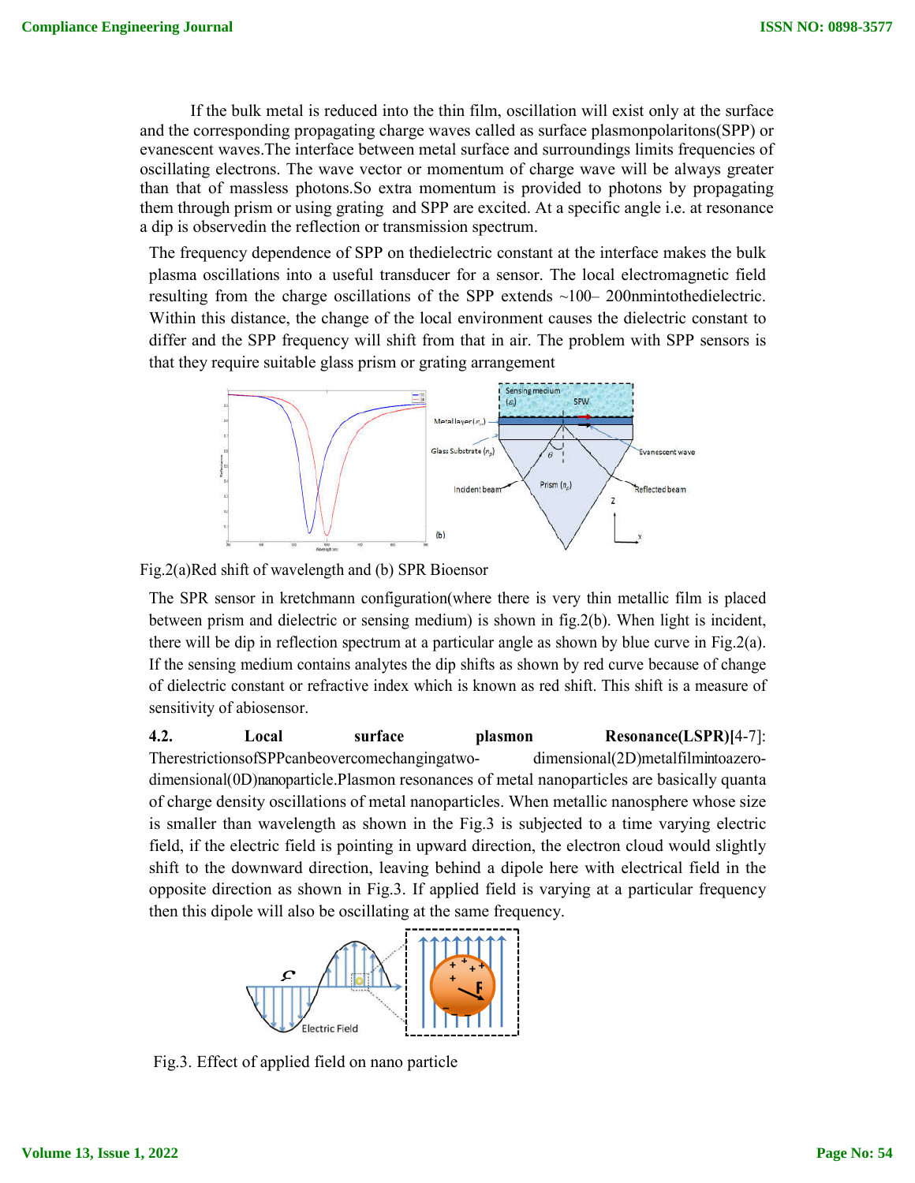If the bulk metal is reduced into the thin film, oscillation will exist only at the surface and the corresponding propagating charge waves called as surface plasmonpolaritons(SPP) or evanescent waves.The interface between metal surface and surroundings limits frequencies of oscillating electrons. The wave vector or momentum of charge wave will be always greater than that of massless photons.So extra momentum is provided to photons by propagating them through prism or using grating and SPP are excited. At a specific angle i.e. at resonance a dip is observedin the reflection or transmission spectrum.

The frequency dependence of SPP on thedielectric constant at the interface makes the bulk plasma oscillations into a useful transducer for a sensor. The local electromagnetic field resulting from the charge oscillations of the SPP extends ~100– 200nmintothedielectric. Within this distance, the change of the local environment causes the dielectric constant to differ and the SPP frequency will shift from that in air. The problem with SPP sensors is that they require suitable glass prism or grating arrangement

Fig.2(a)Red shift of wavelength and (b) SPR Bioensor

The SPR sensor in kretchmann configuration(where there is very thin metallic film is placed between prism and dielectric or sensing medium) is shown in fig.2(b). When light is incident, there will be dip in reflection spectrum at a particular angle as shown by blue curve in Fig.2(a). If the sensing medium contains analytes the dip shifts as shown by red curve because of change of dielectric constant or refractive index which is known as red shift. This shift is a measure of sensitivity of abiosensor.

**4.2. Local surface plasmon Resonance(LSPR)[**4-7]: TherestrictionsofSPPcanbeovercomechangingatwo- dimensional(2D)metalfilmintoazero-dimensional(0D)nanoparticle.Plasmon resonances of metal nanoparticles are basically quanta of charge density oscillations of metal nanoparticles. When metallic nanosphere whose size is smaller than wavelength as shown in the Fig.3 is subjected to a time varying electric field, if the electric field is pointing in upward direction, the electron cloud would slightly shift to the downward direction, leaving behind a dipole here with electrical field in the opposite direction as shown in Fig.3. If applied field is varying at a particular frequency then this dipole will also be oscillating at the same frequency.

Fig.3. Effect of applied field on nano particle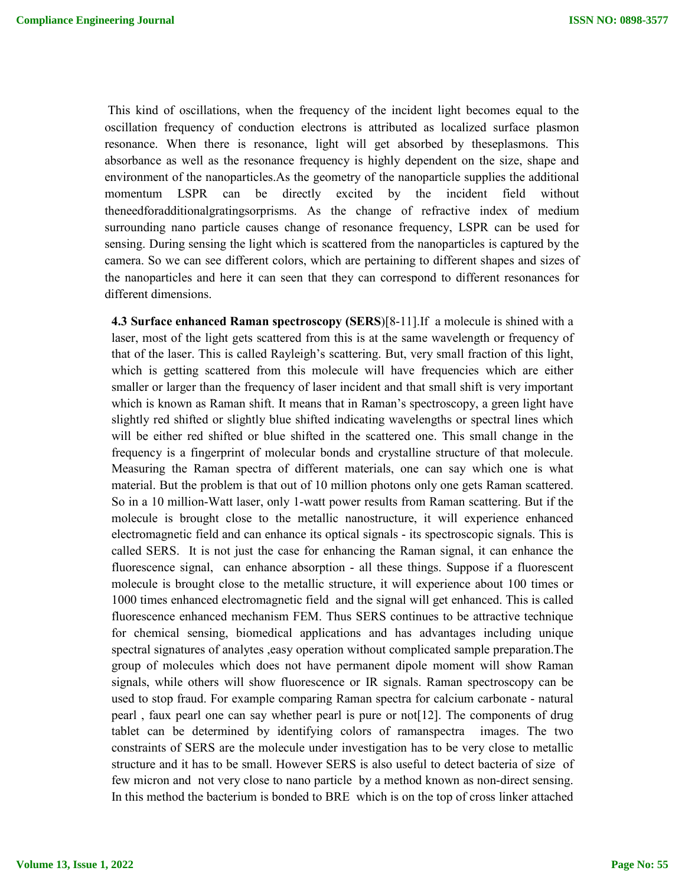This kind of oscillations, when the frequency of the incident light becomes equal to the oscillation frequency of conduction electrons is attributed as localized surface plasmon resonance. When there is resonance, light will get absorbed by theseplasmons. This absorbance as well as the resonance frequency is highly dependent on the size, shape and environment of the nanoparticles.As the geometry of the nanoparticle supplies the additional momentum LSPR can be directly excited by the incident field without theneedforadditionalgratingsorprisms. As the change of refractive index of medium surrounding nano particle causes change of resonance frequency, LSPR can be used for sensing. During sensing the light which is scattered from the nanoparticles is captured by the camera. So we can see different colors, which are pertaining to different shapes and sizes of the nanoparticles and here it can seen that they can correspond to different resonances for different dimensions.

**4.3 Surface enhanced Raman spectroscopy (SERS)**[8-11].If a molecule is shined with a laser, most of the light gets scattered from this is at the same wavelength or frequency of that of the laser. This is called Rayleigh's scattering. But, very small fraction of this light, which is getting scattered from this molecule will have frequencies which are either smaller or larger than the frequency of laser incident and that small shift is very important which is known as Raman shift. It means that in Raman's spectroscopy, a green light have slightly red shifted or slightly blue shifted indicating wavelengths or spectral lines which will be either red shifted or blue shifted in the scattered one. This small change in the frequency is a fingerprint of molecular bonds and crystalline structure of that molecule. Measuring the Raman spectra of different materials, one can say which one is what material. But the problem is that out of 10 million photons only one gets Raman scattered. So in a 10 million-Watt laser, only 1-watt power results from Raman scattering. But if the molecule is brought close to the metallic nanostructure, it will experience enhanced electromagnetic field and can enhance its optical signals - its spectroscopic signals. This is called SERS. It is not just the case for enhancing the Raman signal, it can enhance the fluorescence signal, can enhance absorption - all these things. Suppose if a fluorescent molecule is brought close to the metallic structure, it will experience about 100 times or 1000 times enhanced electromagnetic field and the signal will get enhanced. This is called fluorescence enhanced mechanism FEM. Thus SERS continues to be attractive technique for chemical sensing, biomedical applications and has advantages including unique spectral signatures of analytes ,easy operation without complicated sample preparation.The group of molecules which does not have permanent dipole moment will show Raman signals, while others will show fluorescence or IR signals. Raman spectroscopy can be used to stop fraud. For example comparing Raman spectra for calcium carbonate - natural pearl , faux pearl one can say whether pearl is pure or not[12]. The components of drug tablet can be determined by identifying colors of ramanspectra images. The two constraints of SERS are the molecule under investigation has to be very close to metallic structure and it has to be small. However SERS is also useful to detect bacteria of size of few micron and not very close to nano particle by a method known as non-direct sensing. In this method the bacterium is bonded to BRE which is on the top of cross linker attached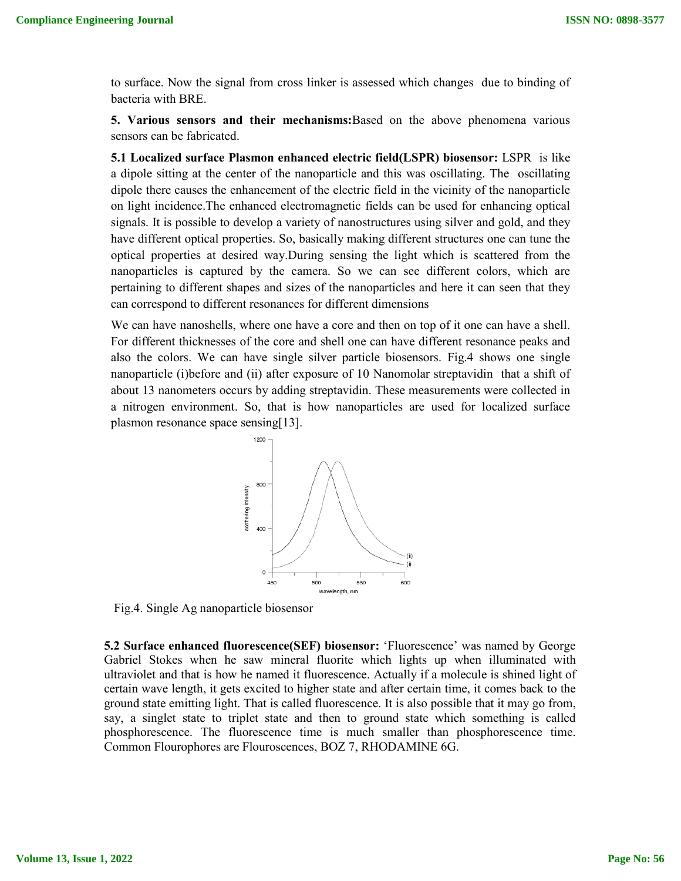to surface. Now the signal from cross linker is assessed which changes due to binding of bacteria with BRE.

**5. Various sensors and their mechanisms:** Based on the above phenomena various sensors can be fabricated.

**5.1 Localized surface Plasmon enhanced electric field(LSPR) biosensor:** LSPR is like a dipole sitting at the center of the nanoparticle and this was oscillating. The oscillating dipole there causes the enhancement of the electric field in the vicinity of the nanoparticle on light incidence.The enhanced electromagnetic fields can be used for enhancing optical signals. It is possible to develop a variety of nanostructures using silver and gold, and they have different optical properties. So, basically making different structures one can tune the optical properties at desired way.During sensing the light which is scattered from the nanoparticles is captured by the camera. So we can see different colors, which are pertaining to different shapes and sizes of the nanoparticles and here it can seen that they can correspond to different resonances for different dimensions

We can have nanoshells, where one have a core and then on top of it one can have a shell. For different thicknesses of the core and shell one can have different resonance peaks and also the colors. We can have single silver particle biosensors. Fig.4 shows one single nanoparticle (i)before and (ii) after exposure of 10 Nanomolar streptavidin that a shift of about 13 nanometers occurs by adding streptavidin. These measurements were collected in a nitrogen environment. So, that is how nanoparticles are used for localized surface plasmon resonance space sensing[13].

Fig.4. Single Ag nanoparticle biosensor

**5.2 Surface enhanced fluorescence(SEF) biosensor:** 'Fluorescence' was named by George Gabriel Stokes when he saw mineral fluorite which lights up when illuminated with ultraviolet and that is how he named it fluorescence. Actually if a molecule is shined light of certain wave length, it gets excited to higher state and after certain time, it comes back to the ground state emitting light. That is called fluorescence. It is also possible that it may go from, say, a singlet state to triplet state and then to ground state which something is called phosphorescence. The fluorescence time is much smaller than phosphorescence time. Common Flourophores are Flouroscences, BOZ 7, RHODAMINE 6G.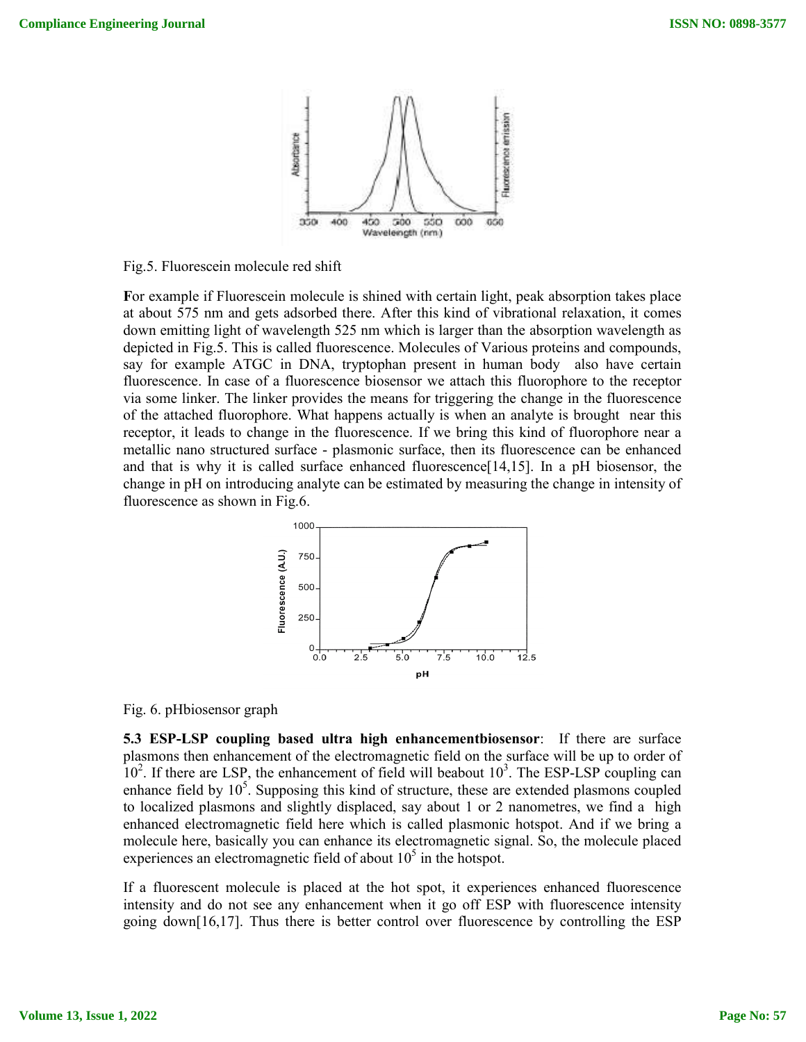Fig.5. Fluorescein molecule red shift

**F**or example if Fluorescein molecule is shined with certain light, peak absorption takes place at about 575 nm and gets adsorbed there. After this kind of vibrational relaxation, it comes down emitting light of wavelength 525 nm which is larger than the absorption wavelength as depicted in Fig.5. This is called fluorescence. Molecules of Various proteins and compounds, say for example ATGC in DNA, tryptophan present in human body also have certain fluorescence. In case of a fluorescence biosensor we attach this fluorophore to the receptor via some linker. The linker provides the means for triggering the change in the fluorescence of the attached fluorophore. What happens actually is when an analyte is brought near this receptor, it leads to change in the fluorescence. If we bring this kind of fluorophore near a metallic nano structured surface - plasmonic surface, then its fluorescence can be enhanced and that is why it is called surface enhanced fluorescence[14,15]. In a pH biosensor, the change in pH on introducing analyte can be estimated by measuring the change in intensity of fluorescence as shown in Fig.6.

Fig. 6. pHbiosensor graph

**5.3 ESP-LSP coupling based ultra high enhancementbiosensor**: If there are surface plasmons then enhancement of the electromagnetic field on the surface will be up to order of $10^2$. If there are LSP, the enhancement of field will beabout $10^3$. The ESP-LSP coupling can enhance field by $10^5$. Supposing this kind of structure, these are extended plasmons coupled to localized plasmons and slightly displaced, say about 1 or 2 nanometres, we find a high enhanced electromagnetic field here which is called plasmonic hotspot. And if we bring a molecule here, basically you can enhance its electromagnetic signal. So, the molecule placed experiences an electromagnetic field of about $10^5$ in the hotspot.

If a fluorescent molecule is placed at the hot spot, it experiences enhanced fluorescence intensity and do not see any enhancement when it go off ESP with fluorescence intensity going down[16,17]. Thus there is better control over fluorescence by controlling the ESP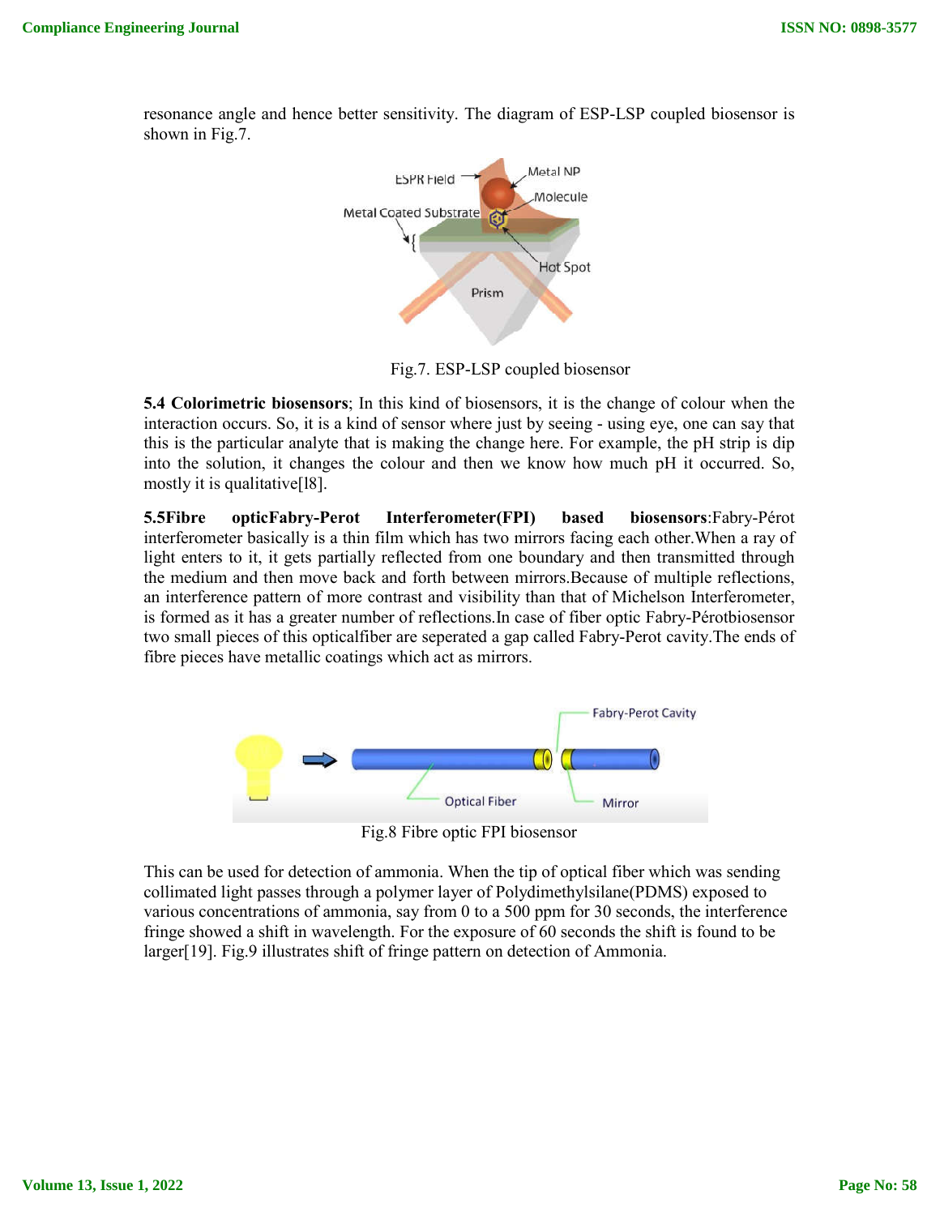resonance angle and hence better sensitivity. The diagram of ESP-LSP coupled biosensor is shown in Fig.7.

Fig.7. ESP-LSP coupled biosensor

**5.4 Colorimetric biosensors**; In this kind of biosensors, it is the change of colour when the interaction occurs. So, it is a kind of sensor where just by seeing - using eye, one can say that this is the particular analyte that is making the change here. For example, the pH strip is dip into the solution, it changes the colour and then we know how much pH it occurred. So, mostly it is qualitative[18].

**5.5Fibre opticFabry-Perot Interferometer(FPI) based biosensors**:Fabry-Pérot interferometer basically is a thin film which has two mirrors facing each other.When a ray of light enters to it, it gets partially reflected from one boundary and then transmitted through the medium and then move back and forth between mirrors.Because of multiple reflections, an interference pattern of more contrast and visibility than that of Michelson Interferometer, is formed as it has a greater number of reflections.In case of fiber optic Fabry-Pérotbiosensor two small pieces of this opticalfiber are seperated a gap called Fabry-Perot cavity.The ends of fibre pieces have metallic coatings which act as mirrors.

Fig.8 Fibre optic FPI biosensor

This can be used for detection of ammonia. When the tip of optical fiber which was sending collimated light passes through a polymer layer of Polydimethylsilane(PDMS) exposed to various concentrations of ammonia, say from 0 to a 500 ppm for 30 seconds, the interference fringe showed a shift in wavelength. For the exposure of 60 seconds the shift is found to be larger[19]. Fig.9 illustrates shift of fringe pattern on detection of Ammonia.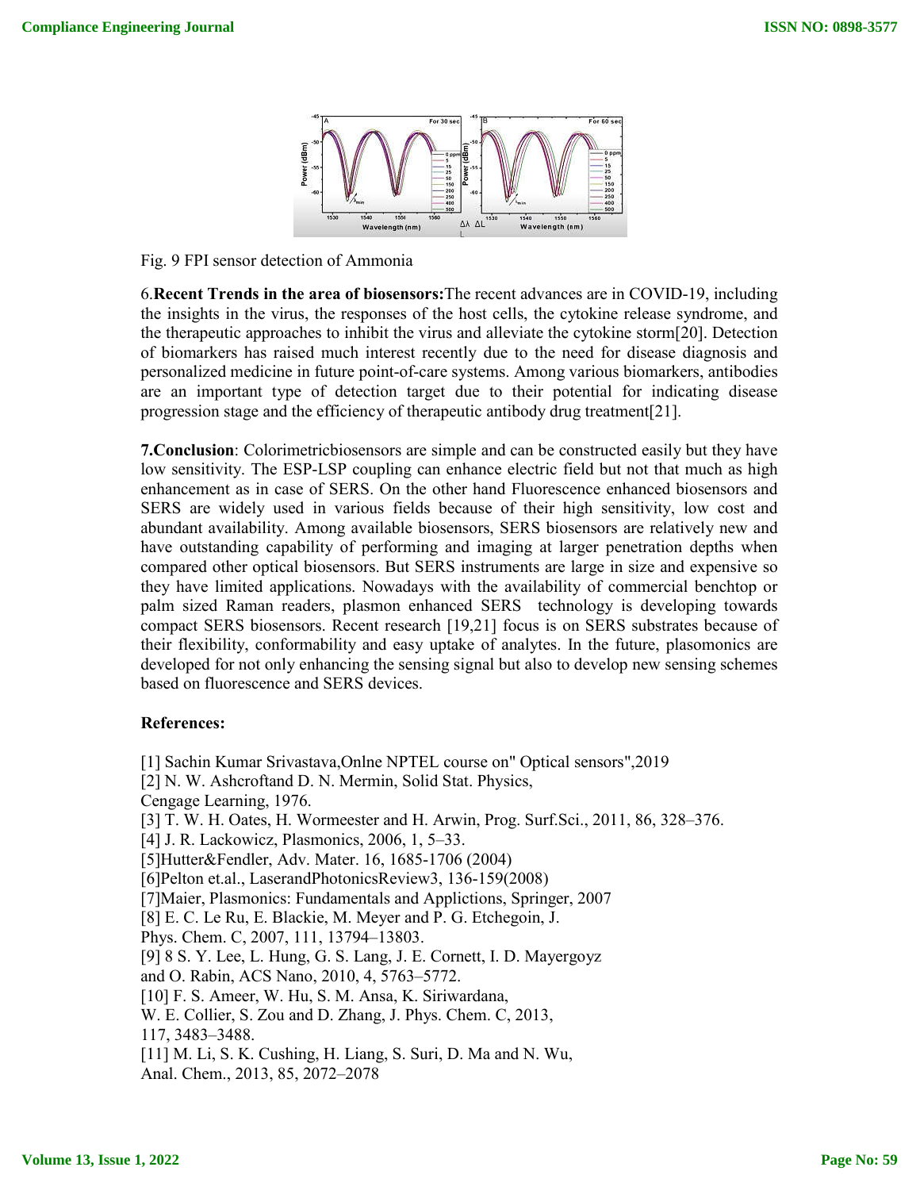Fig. 9 FPI sensor detection of Ammonia

6.**Recent Trends in the area of biosensors:**The recent advances are in COVID-19, including the insights in the virus, the responses of the host cells, the cytokine release syndrome, and the therapeutic approaches to inhibit the virus and alleviate the cytokine storm[20]. Detection of biomarkers has raised much interest recently due to the need for disease diagnosis and personalized medicine in future point-of-care systems. Among various biomarkers, antibodies are an important type of detection target due to their potential for indicating disease progression stage and the efficiency of therapeutic antibody drug treatment[21].

**7.Conclusion**: Colorimetricbiosensors are simple and can be constructed easily but they have low sensitivity. The ESP-LSP coupling can enhance electric field but not that much as high enhancement as in case of SERS. On the other hand Fluorescence enhanced biosensors and SERS are widely used in various fields because of their high sensitivity, low cost and abundant availability. Among available biosensors, SERS biosensors are relatively new and have outstanding capability of performing and imaging at larger penetration depths when compared other optical biosensors. But SERS instruments are large in size and expensive so they have limited applications. Nowadays with the availability of commercial benchtop or palm sized Raman readers, plasmon enhanced SERS technology is developing towards compact SERS biosensors. Recent research [19,21] focus is on SERS substrates because of their flexibility, conformability and easy uptake of analytes. In the future, plasomonics are developed for not only enhancing the sensing signal but also to develop new sensing schemes based on fluorescence and SERS devices.

**References:**

[1] Sachin Kumar Srivastava,Onlne NPTEL course on" Optical sensors",2019
[2] N. W. Ashcroftand D. N. Mermin, Solid Stat. Physics, Cengage Learning, 1976.
[3] T. W. H. Oates, H. Wormeester and H. Arwin, Prog. Surf.Sci., 2011, 86, 328–376.
[4] J. R. Lackowicz, Plasmonics, 2006, 1, 5–33.
[5]Hutter&Fendler, Adv. Mater. 16, 1685-1706 (2004)
[6]Pelton et.al., LaserandPhotonicsReview3, 136-159(2008)
[7]Maier, Plasmonics: Fundamentals and Applictions, Springer, 2007
[8] E. C. Le Ru, E. Blackie, M. Meyer and P. G. Etchegoin, J. Phys. Chem. C, 2007, 111, 13794–13803.
[9] 8 S. Y. Lee, L. Hung, G. S. Lang, J. E. Cornett, I. D. Mayergoyz and O. Rabin, ACS Nano, 2010, 4, 5763–5772.
[10] F. S. Ameer, W. Hu, S. M. Ansa, K. Siriwardana, W. E. Collier, S. Zou and D. Zhang, J. Phys. Chem. C, 2013, 117, 3483–3488.
[11] M. Li, S. K. Cushing, H. Liang, S. Suri, D. Ma and N. Wu, Anal. Chem., 2013, 85, 2072–2078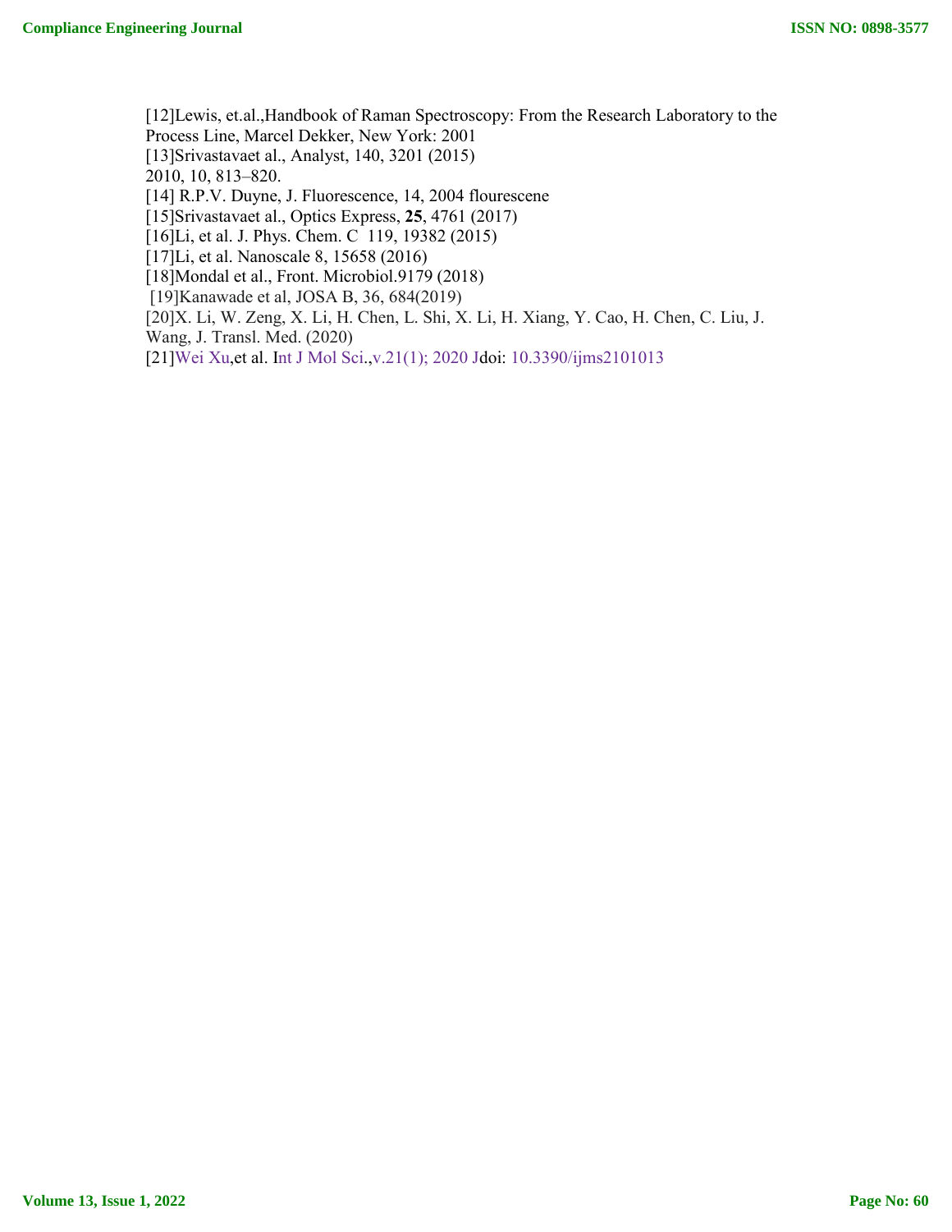[12]Lewis, et.al.,Handbook of Raman Spectroscopy: From the Research Laboratory to the Process Line, Marcel Dekker, New York: 2001

[13]Srivastavaet al., Analyst, 140, 3201 (2015)
2010, 10, 813–820.

[14] R.P.V. Duyne, J. Fluorescence, 14, 2004 flourescene

[15]Srivastavaet al., Optics Express, **25**, 4761 (2017)

[16]Li, et al. J. Phys. Chem. C 119, 19382 (2015)

[17]Li, et al. Nanoscale 8, 15658 (2016)

[18]Mondal et al., Front. Microbiol.9179 (2018)

[19]Kanawade et al, JOSA B, 36, 684(2019)

[20]X. Li, W. Zeng, X. Li, H. Chen, L. Shi, X. Li, H. Xiang, Y. Cao, H. Chen, C. Liu, J. Wang, J. Transl. Med. (2020)

[21]Wei Xu,et al. Int J Mol Sci.,v.21(1); 2020 Jdoi: 10.3390/ijms2101013